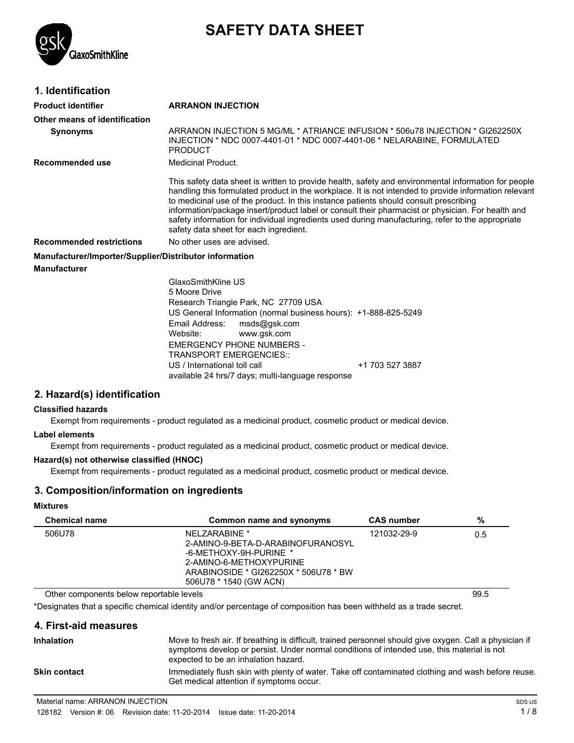# SAFETY DATA SHEET

## 1. Identification

**Product identifier** **ARRANON INJECTION**

**Other means of identification**

**Synonyms** ARRANON INJECTION 5 MG/ML * ATRIANCE INFUSION * 506u78 INJECTION * GI262250X INJECTION * NDC 0007-4401-01 * NDC 0007-4401-06 * NELARABINE, FORMULATED PRODUCT

**Recommended use** Medicinal Product.

This safety data sheet is written to provide health, safety and environmental information for people handling this formulated product in the workplace. It is not intended to provide information relevant to medicinal use of the product. In this instance patients should consult prescribing information/package insert/product label or consult their pharmacist or physician. For health and safety information for individual ingredients used during manufacturing, refer to the appropriate safety data sheet for each ingredient.

**Recommended restrictions** No other uses are advised.

**Manufacturer/Importer/Supplier/Distributor information**

**Manufacturer**

GlaxoSmithKline US
5 Moore Drive
Research Triangle Park, NC 27709 USA
US General Information (normal business hours): +1-888-825-5249
Email Address: msds@gsk.com
Website: www.gsk.com
EMERGENCY PHONE NUMBERS -
TRANSPORT EMERGENCIES::
US / International toll call +1 703 527 3887
available 24 hrs/7 days; multi-language response

## 2. Hazard(s) identification

**Classified hazards**

Exempt from requirements - product regulated as a medicinal product, cosmetic product or medical device.

**Label elements**

Exempt from requirements - product regulated as a medicinal product, cosmetic product or medical device.

**Hazard(s) not otherwise classified (HNOC)**

Exempt from requirements - product regulated as a medicinal product, cosmetic product or medical device.

## 3. Composition/information on ingredients

**Mixtures**

| Chemical name | Common name and synonyms | CAS number | % |
|---|---|---|---|
| 506U78 | NELZARABINE * 2-AMINO-9-BETA-D-ARABINOFURANOSYL -6-METHOXY-9H-PURINE * 2-AMINO-6-METHOXYPURINE ARABINOSIDE * GI262250X * 506U78 * BW 506U78 * 1540 (GW ACN) | 121032-29-9 | 0.5 |
| Other components below reportable levels | | | 99.5 |

*Designates that a specific chemical identity and/or percentage of composition has been withheld as a trade secret.

## 4. First-aid measures

**Inhalation** Move to fresh air. If breathing is difficult, trained personnel should give oxygen. Call a physician if symptoms develop or persist. Under normal conditions of intended use, this material is not expected to be an inhalation hazard.

**Skin contact** Immediately flush skin with plenty of water. Take off contaminated clothing and wash before reuse. Get medical attention if symptoms occur.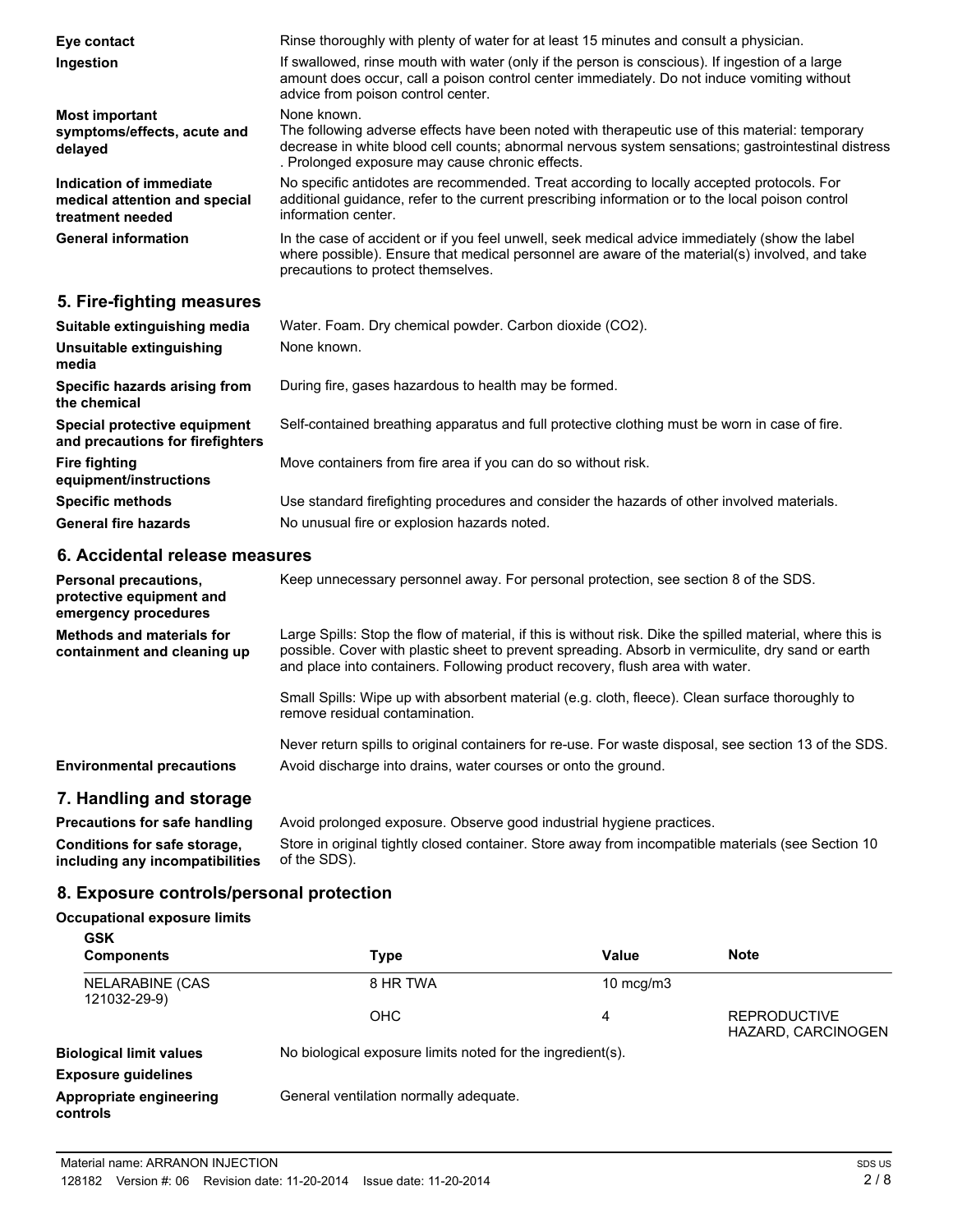| | |
|---|---|
| **Eye contact** | Rinse thoroughly with plenty of water for at least 15 minutes and consult a physician. |
| **Ingestion** | If swallowed, rinse mouth with water (only if the person is conscious). If ingestion of a large amount does occur, call a poison control center immediately. Do not induce vomiting without advice from poison control center. |
| **Most important symptoms/effects, acute and delayed** | None known. The following adverse effects have been noted with therapeutic use of this material: temporary decrease in white blood cell counts; abnormal nervous system sensations; gastrointestinal distress . Prolonged exposure may cause chronic effects. |
| **Indication of immediate medical attention and special treatment needed** | No specific antidotes are recommended. Treat according to locally accepted protocols. For additional guidance, refer to the current prescribing information or to the local poison control information center. |
| **General information** | In the case of accident or if you feel unwell, seek medical advice immediately (show the label where possible). Ensure that medical personnel are aware of the material(s) involved, and take precautions to protect themselves. |

## 5. Fire-fighting measures

| | |
|---|---|
| **Suitable extinguishing media** | Water. Foam. Dry chemical powder. Carbon dioxide ($CO_2$). |
| **Unsuitable extinguishing media** | None known. |
| **Specific hazards arising from the chemical** | During fire, gases hazardous to health may be formed. |
| **Special protective equipment and precautions for firefighters** | Self-contained breathing apparatus and full protective clothing must be worn in case of fire. |
| **Fire fighting equipment/instructions** | Move containers from fire area if you can do so without risk. |
| **Specific methods** | Use standard firefighting procedures and consider the hazards of other involved materials. |
| **General fire hazards** | No unusual fire or explosion hazards noted. |

## 6. Accidental release measures

| | |
|---|---|
| **Personal precautions, protective equipment and emergency procedures** | Keep unnecessary personnel away. For personal protection, see section 8 of the SDS. |
| **Methods and materials for containment and cleaning up** | Large Spills: Stop the flow of material, if this is without risk. Dike the spilled material, where this is possible. Cover with plastic sheet to prevent spreading. Absorb in vermiculite, dry sand or earth and place into containers. Following product recovery, flush area with water.<br><br>Small Spills: Wipe up with absorbent material (e.g. cloth, fleece). Clean surface thoroughly to remove residual contamination.<br><br>Never return spills to original containers for re-use. For waste disposal, see section 13 of the SDS. |
| **Environmental precautions** | Avoid discharge into drains, water courses or onto the ground. |

## 7. Handling and storage

| | |
|---|---|
| **Precautions for safe handling** | Avoid prolonged exposure. Observe good industrial hygiene practices. |
| **Conditions for safe storage, including any incompatibilities** | Store in original tightly closed container. Store away from incompatible materials (see Section 10 of the SDS). |

## 8. Exposure controls/personal protection

**Occupational exposure limits**

**GSK**

| Components | Type | Value | Note |
|---|---|---|---|
| NELARABINE (CAS 121032-29-9) | 8 HR TWA | 10 mcg/m3 | |
| | OHC | 4 | REPRODUCTIVE HAZARD, CARCINOGEN |

| | |
|---|---|
| **Biological limit values** | No biological exposure limits noted for the ingredient(s). |
| **Exposure guidelines** | |
| **Appropriate engineering controls** | General ventilation normally adequate. |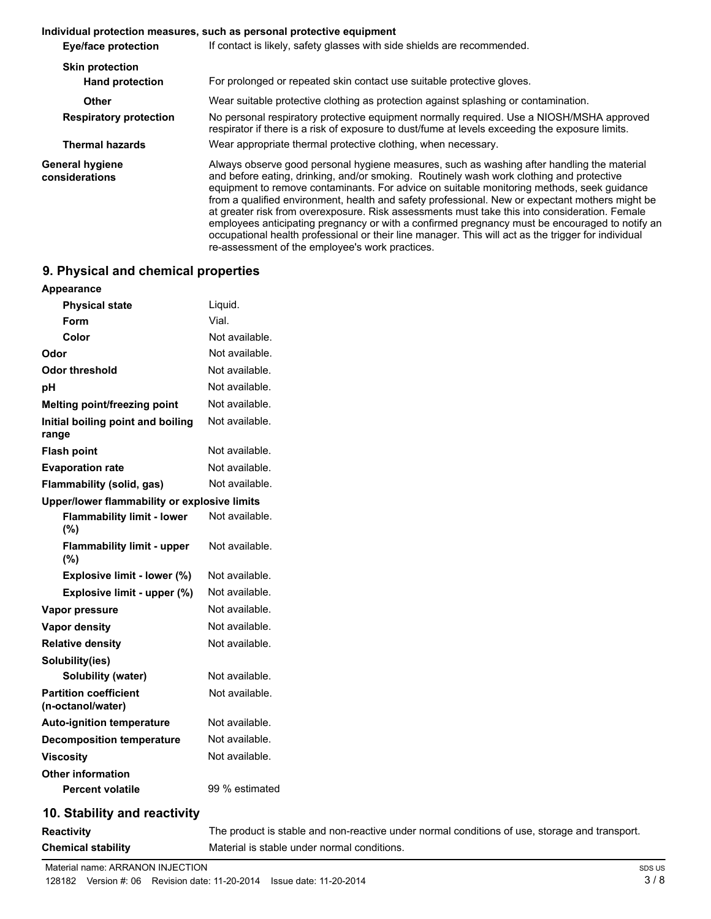**Individual protection measures, such as personal protective equipment**

| | |
|---|---|
| **Eye/face protection** | If contact is likely, safety glasses with side shields are recommended. |
| **Skin protection** | |
| **Hand protection** | For prolonged or repeated skin contact use suitable protective gloves. |
| **Other** | Wear suitable protective clothing as protection against splashing or contamination. |
| **Respiratory protection** | No personal respiratory protective equipment normally required. Use a NIOSH/MSHA approved respirator if there is a risk of exposure to dust/fume at levels exceeding the exposure limits. |
| **Thermal hazards** | Wear appropriate thermal protective clothing, when necessary. |
| **General hygiene considerations** | Always observe good personal hygiene measures, such as washing after handling the material and before eating, drinking, and/or smoking. Routinely wash work clothing and protective equipment to remove contaminants. For advice on suitable monitoring methods, seek guidance from a qualified environment, health and safety professional. New or expectant mothers might be at greater risk from overexposure. Risk assessments must take this into consideration. Female employees anticipating pregnancy or with a confirmed pregnancy must be encouraged to notify an occupational health professional or their line manager. This will act as the trigger for individual re-assessment of the employee's work practices. |

## 9. Physical and chemical properties

| | |
|---|---|
| **Appearance** | |
| **Physical state** | Liquid. |
| **Form** | Vial. |
| **Color** | Not available. |
| **Odor** | Not available. |
| **Odor threshold** | Not available. |
| **pH** | Not available. |
| **Melting point/freezing point** | Not available. |
| **Initial boiling point and boiling range** | Not available. |
| **Flash point** | Not available. |
| **Evaporation rate** | Not available. |
| **Flammability (solid, gas)** | Not available. |
| **Upper/lower flammability or explosive limits** | |
| **Flammability limit - lower (%)** | Not available. |
| **Flammability limit - upper (%)** | Not available. |
| **Explosive limit - lower (%)** | Not available. |
| **Explosive limit - upper (%)** | Not available. |
| **Vapor pressure** | Not available. |
| **Vapor density** | Not available. |
| **Relative density** | Not available. |
| **Solubility(ies)** | |
| **Solubility (water)** | Not available. |
| **Partition coefficient (n-octanol/water)** | Not available. |
| **Auto-ignition temperature** | Not available. |
| **Decomposition temperature** | Not available. |
| **Viscosity** | Not available. |
| **Other information** | |
| **Percent volatile** | 99 % estimated |

## 10. Stability and reactivity

| | |
|---|---|
| **Reactivity** | The product is stable and non-reactive under normal conditions of use, storage and transport. |
| **Chemical stability** | Material is stable under normal conditions. |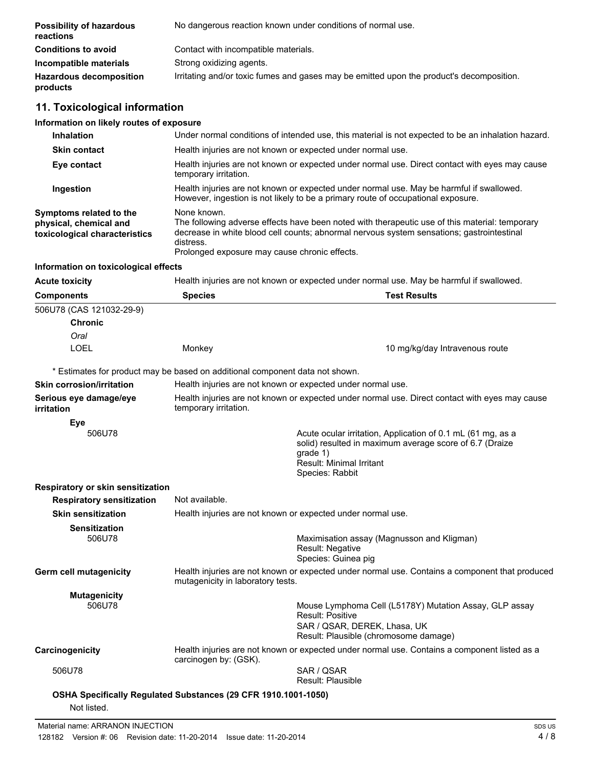**Possibility of hazardous reactions** No dangerous reaction known under conditions of normal use.

**Conditions to avoid** Contact with incompatible materials.

**Incompatible materials** Strong oxidizing agents.

**Hazardous decomposition products** Irritating and/or toxic fumes and gases may be emitted upon the product's decomposition.

## 11. Toxicological information

### Information on likely routes of exposure

**Inhalation** Under normal conditions of intended use, this material is not expected to be an inhalation hazard.

**Skin contact** Health injuries are not known or expected under normal use.

**Eye contact** Health injuries are not known or expected under normal use. Direct contact with eyes may cause temporary irritation.

**Ingestion** Health injuries are not known or expected under normal use. May be harmful if swallowed. However, ingestion is not likely to be a primary route of occupational exposure.

**Symptoms related to the physical, chemical and toxicological characteristics** None known.
The following adverse effects have been noted with therapeutic use of this material: temporary decrease in white blood cell counts; abnormal nervous system sensations; gastrointestinal distress.
Prolonged exposure may cause chronic effects.

### Information on toxicological effects

**Acute toxicity** Health injuries are not known or expected under normal use. May be harmful if swallowed.

| Components | Species | Test Results |
|---|---|---|
| 506U78 (CAS 121032-29-9) | | |
| **Chronic** | | |
| *Oral* | | |
| LOEL | Monkey | 10 mg/kg/day Intravenous route |

\* Estimates for product may be based on additional component data not shown.

**Skin corrosion/irritation** Health injuries are not known or expected under normal use.

**Serious eye damage/eye irritation** Health injuries are not known or expected under normal use. Direct contact with eyes may cause temporary irritation.

**Eye**

506U78 — Acute ocular irritation, Application of 0.1 mL (61 mg, as a solid) resulted in maximum average score of 6.7 (Draize grade 1)
Result: Minimal Irritant
Species: Rabbit

**Respiratory or skin sensitization**

**Respiratory sensitization** Not available.

**Skin sensitization** Health injuries are not known or expected under normal use.

**Sensitization**

506U78 — Maximisation assay (Magnusson and Kligman)
Result: Negative
Species: Guinea pig

**Germ cell mutagenicity** Health injuries are not known or expected under normal use. Contains a component that produced mutagenicity in laboratory tests.

**Mutagenicity**

506U78 — Mouse Lymphoma Cell (L5178Y) Mutation Assay, GLP assay
Result: Positive
SAR / QSAR, DEREK, Lhasa, UK
Result: Plausible (chromosome damage)

**Carcinogenicity** Health injuries are not known or expected under normal use. Contains a component listed as a carcinogen by: (GSK).

506U78 — SAR / QSAR
Result: Plausible

**OSHA Specifically Regulated Substances (29 CFR 1910.1001-1050)**

Not listed.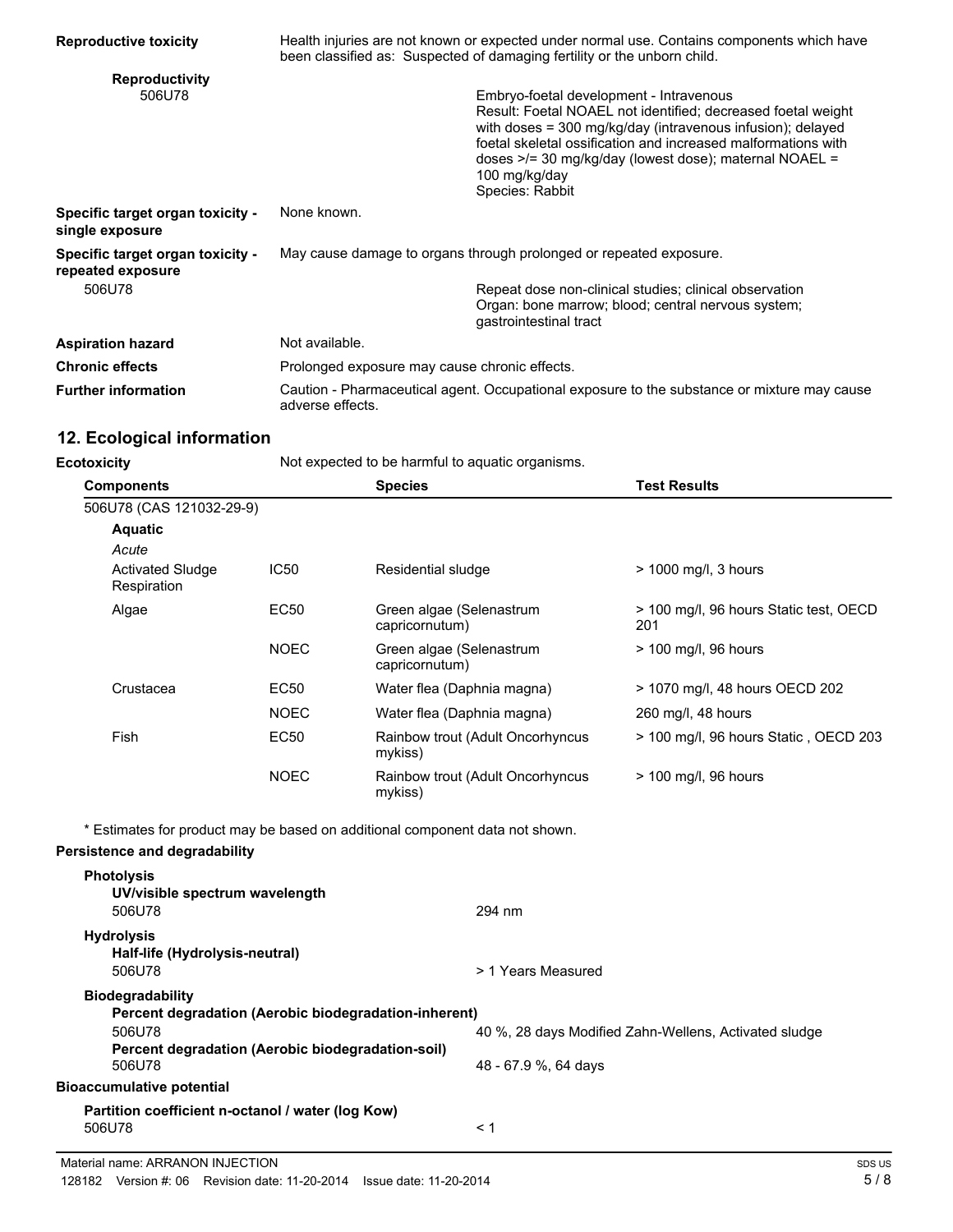**Reproductive toxicity** Health injuries are not known or expected under normal use. Contains components which have been classified as: Suspected of damaging fertility or the unborn child.

**Reproductivity**

506U78

Embryo-foetal development - Intravenous
Result: Foetal NOAEL not identified; decreased foetal weight with doses = 300 mg/kg/day (intravenous infusion); delayed foetal skeletal ossification and increased malformations with doses >/= 30 mg/kg/day (lowest dose); maternal NOAEL = 100 mg/kg/day
Species: Rabbit

**Specific target organ toxicity - single exposure** None known.

**Specific target organ toxicity - repeated exposure** May cause damage to organs through prolonged or repeated exposure.

506U78

Repeat dose non-clinical studies; clinical observation
Organ: bone marrow; blood; central nervous system; gastrointestinal tract

**Aspiration hazard** Not available.

**Chronic effects** Prolonged exposure may cause chronic effects.

**Further information** Caution - Pharmaceutical agent. Occupational exposure to the substance or mixture may cause adverse effects.

## 12. Ecological information

**Ecotoxicity** Not expected to be harmful to aquatic organisms.

| Components | | Species | Test Results |
|---|---|---|---|
| 506U78 (CAS 121032-29-9) | | | |
| **Aquatic** | | | |
| *Acute* | | | |
| Activated Sludge Respiration | IC50 | Residential sludge | > 1000 mg/l, 3 hours |
| Algae | EC50 | Green algae (Selenastrum capricornutum) | > 100 mg/l, 96 hours Static test, OECD 201 |
| | NOEC | Green algae (Selenastrum capricornutum) | > 100 mg/l, 96 hours |
| Crustacea | EC50 | Water flea (Daphnia magna) | > 1070 mg/l, 48 hours OECD 202 |
| | NOEC | Water flea (Daphnia magna) | 260 mg/l, 48 hours |
| Fish | EC50 | Rainbow trout (Adult Oncorhyncus mykiss) | > 100 mg/l, 96 hours Static , OECD 203 |
| | NOEC | Rainbow trout (Adult Oncorhyncus mykiss) | > 100 mg/l, 96 hours |

* Estimates for product may be based on additional component data not shown.

**Persistence and degradability**

**Photolysis**

**UV/visible spectrum wavelength**

506U78 294 nm

**Hydrolysis**

**Half-life (Hydrolysis-neutral)**

506U78 > 1 Years Measured

**Biodegradability**

**Percent degradation (Aerobic biodegradation-inherent)**

506U78 40 %, 28 days Modified Zahn-Wellens, Activated sludge

**Percent degradation (Aerobic biodegradation-soil)**

506U78 48 - 67.9 %, 64 days

**Bioaccumulative potential**

**Partition coefficient n-octanol / water (log Kow)**

506U78 < 1

Material name: ARRANON INJECTION
128182 Version #: 06 Revision date: 11-20-2014 Issue date: 11-20-2014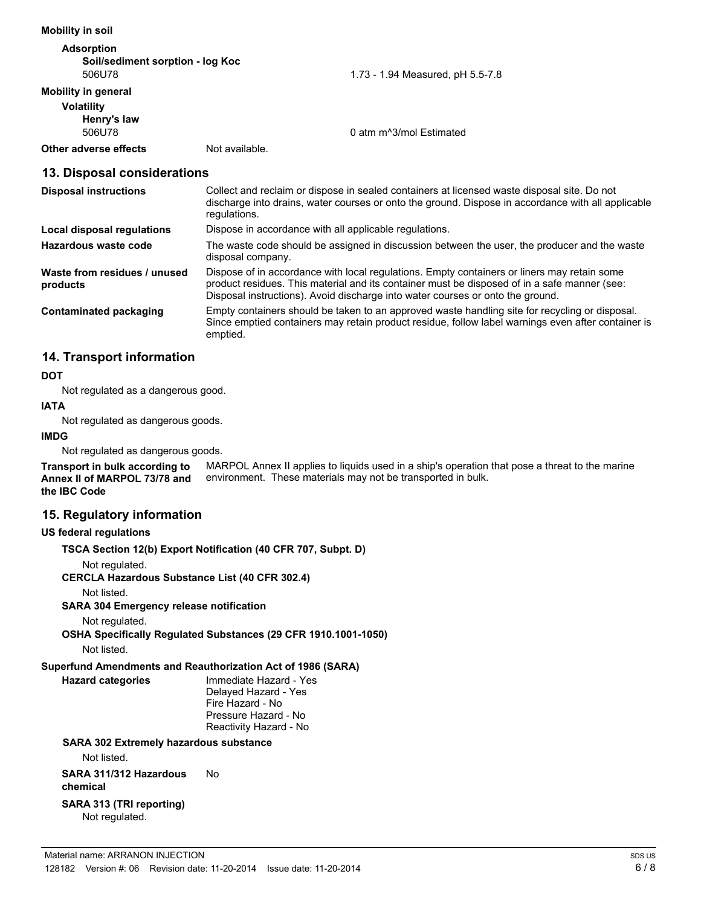**Mobility in soil**

**Adsorption**

**Soil/sediment sorption - log Koc**

| | |
|---|---|
| 506U78 | 1.73 - 1.94 Measured, pH 5.5-7.8 |

**Mobility in general**

**Volatility**

**Henry's law**

| | |
|---|---|
| 506U78 | 0 atm m^3/mol Estimated |

**Other adverse effects** Not available.

## 13. Disposal considerations

| | |
|---|---|
| **Disposal instructions** | Collect and reclaim or dispose in sealed containers at licensed waste disposal site. Do not discharge into drains, water courses or onto the ground. Dispose in accordance with all applicable regulations. |
| **Local disposal regulations** | Dispose in accordance with all applicable regulations. |
| **Hazardous waste code** | The waste code should be assigned in discussion between the user, the producer and the waste disposal company. |
| **Waste from residues / unused products** | Dispose of in accordance with local regulations. Empty containers or liners may retain some product residues. This material and its container must be disposed of in a safe manner (see: Disposal instructions). Avoid discharge into water courses or onto the ground. |
| **Contaminated packaging** | Empty containers should be taken to an approved waste handling site for recycling or disposal. Since emptied containers may retain product residue, follow label warnings even after container is emptied. |

## 14. Transport information

**DOT**

Not regulated as a dangerous good.

**IATA**

Not regulated as dangerous goods.

**IMDG**

Not regulated as dangerous goods.

**Transport in bulk according to Annex II of MARPOL 73/78 and the IBC Code** MARPOL Annex II applies to liquids used in a ship's operation that pose a threat to the marine environment. These materials may not be transported in bulk.

## 15. Regulatory information

**US federal regulations**

**TSCA Section 12(b) Export Notification (40 CFR 707, Subpt. D)**

Not regulated.

**CERCLA Hazardous Substance List (40 CFR 302.4)**

Not listed.

**SARA 304 Emergency release notification**

Not regulated.

**OSHA Specifically Regulated Substances (29 CFR 1910.1001-1050)**

Not listed.

**Superfund Amendments and Reauthorization Act of 1986 (SARA)**

**Hazard categories**

Immediate Hazard - Yes
Delayed Hazard - Yes
Fire Hazard - No
Pressure Hazard - No
Reactivity Hazard - No

**SARA 302 Extremely hazardous substance**

Not listed.

**SARA 311/312 Hazardous chemical** No

**SARA 313 (TRI reporting)**

Not regulated.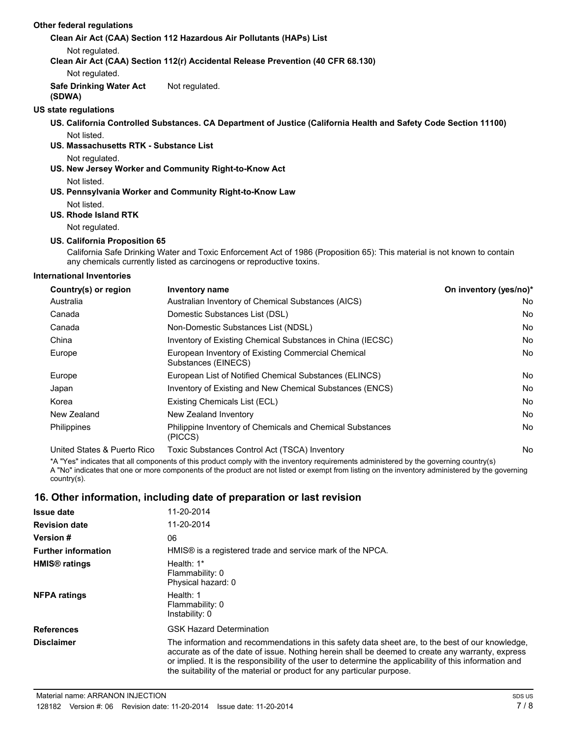**Other federal regulations**

**Clean Air Act (CAA) Section 112 Hazardous Air Pollutants (HAPs) List**

Not regulated.

**Clean Air Act (CAA) Section 112(r) Accidental Release Prevention (40 CFR 68.130)**

Not regulated.

**Safe Drinking Water Act (SDWA)** Not regulated.

**US state regulations**

**US. California Controlled Substances. CA Department of Justice (California Health and Safety Code Section 11100)**

Not listed.

**US. Massachusetts RTK - Substance List**

Not regulated.

**US. New Jersey Worker and Community Right-to-Know Act**

Not listed.

**US. Pennsylvania Worker and Community Right-to-Know Law**

Not listed.

**US. Rhode Island RTK**

Not regulated.

**US. California Proposition 65**

California Safe Drinking Water and Toxic Enforcement Act of 1986 (Proposition 65): This material is not known to contain any chemicals currently listed as carcinogens or reproductive toxins.

**International Inventories**

| Country(s) or region | Inventory name | On inventory (yes/no)* |
|---|---|---|
| Australia | Australian Inventory of Chemical Substances (AICS) | No |
| Canada | Domestic Substances List (DSL) | No |
| Canada | Non-Domestic Substances List (NDSL) | No |
| China | Inventory of Existing Chemical Substances in China (IECSC) | No |
| Europe | European Inventory of Existing Commercial Chemical Substances (EINECS) | No |
| Europe | European List of Notified Chemical Substances (ELINCS) | No |
| Japan | Inventory of Existing and New Chemical Substances (ENCS) | No |
| Korea | Existing Chemicals List (ECL) | No |
| New Zealand | New Zealand Inventory | No |
| Philippines | Philippine Inventory of Chemicals and Chemical Substances (PICCS) | No |
| United States & Puerto Rico | Toxic Substances Control Act (TSCA) Inventory | No |

*A "Yes" indicates that all components of this product comply with the inventory requirements administered by the governing country(s)
A "No" indicates that one or more components of the product are not listed or exempt from listing on the inventory administered by the governing country(s).

## 16. Other information, including date of preparation or last revision

**Issue date** 11-20-2014

**Revision date** 11-20-2014

**Version #** 06

**Further information** HMIS® is a registered trade and service mark of the NPCA.

**HMIS® ratings**
Health: 1*
Flammability: 0
Physical hazard: 0

**NFPA ratings**
Health: 1
Flammability: 0
Instability: 0

**References** GSK Hazard Determination

**Disclaimer** The information and recommendations in this safety data sheet are, to the best of our knowledge, accurate as of the date of issue. Nothing herein shall be deemed to create any warranty, express or implied. It is the responsibility of the user to determine the applicability of this information and the suitability of the material or product for any particular purpose.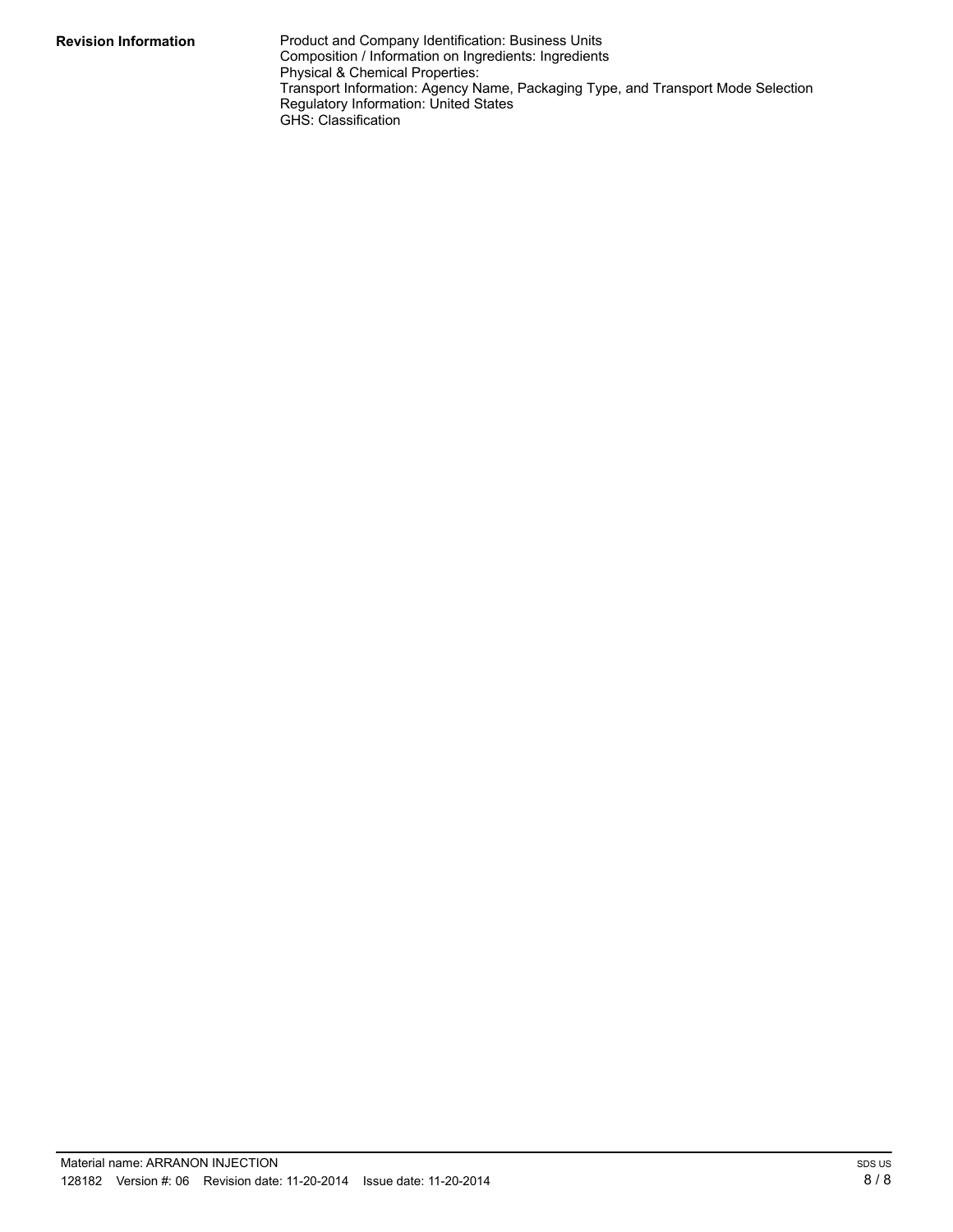**Revision Information**

Product and Company Identification: Business Units
Composition / Information on Ingredients: Ingredients
Physical & Chemical Properties:
Transport Information: Agency Name, Packaging Type, and Transport Mode Selection
Regulatory Information: United States
GHS: Classification